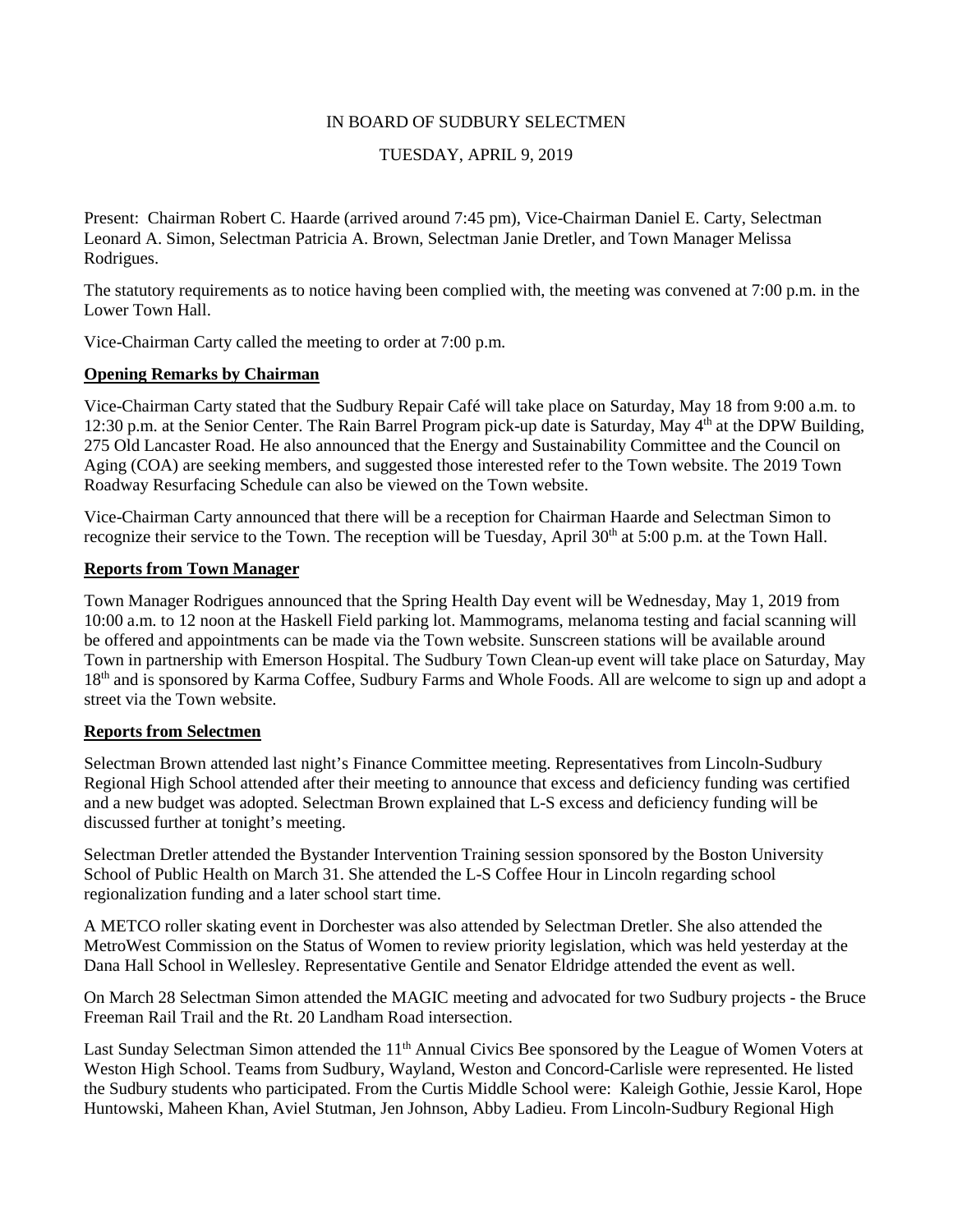IN BOARD OF SUDBURY SELECTMEN

TUESDAY, APRIL 9, 2019

Present: Chairman Robert C. Haarde (arrived around 7:45 pm), Vice-Chairman Daniel E. Carty, Selectman Leonard A. Simon, Selectman Patricia A. Brown, Selectman Janie Dretler, and Town Manager Melissa Rodrigues.

The statutory requirements as to notice having been complied with, the meeting was convened at 7:00 p.m. in the Lower Town Hall.

Vice-Chairman Carty called the meeting to order at 7:00 p.m.

**Opening Remarks by Chairman**

Vice-Chairman Carty stated that the Sudbury Repair Café will take place on Saturday, May 18 from 9:00 a.m. to 12:30 p.m. at the Senior Center. The Rain Barrel Program pick-up date is Saturday, May 4th at the DPW Building, 275 Old Lancaster Road. He also announced that the Energy and Sustainability Committee and the Council on Aging (COA) are seeking members, and suggested those interested refer to the Town website. The 2019 Town Roadway Resurfacing Schedule can also be viewed on the Town website.

Vice-Chairman Carty announced that there will be a reception for Chairman Haarde and Selectman Simon to recognize their service to the Town. The reception will be Tuesday, April 30th at 5:00 p.m. at the Town Hall.

**Reports from Town Manager**

Town Manager Rodrigues announced that the Spring Health Day event will be Wednesday, May 1, 2019 from 10:00 a.m. to 12 noon at the Haskell Field parking lot. Mammograms, melanoma testing and facial scanning will be offered and appointments can be made via the Town website. Sunscreen stations will be available around Town in partnership with Emerson Hospital. The Sudbury Town Clean-up event will take place on Saturday, May 18th and is sponsored by Karma Coffee, Sudbury Farms and Whole Foods. All are welcome to sign up and adopt a street via the Town website.

**Reports from Selectmen**

Selectman Brown attended last night's Finance Committee meeting. Representatives from Lincoln-Sudbury Regional High School attended after their meeting to announce that excess and deficiency funding was certified and a new budget was adopted. Selectman Brown explained that L-S excess and deficiency funding will be discussed further at tonight's meeting.

Selectman Dretler attended the Bystander Intervention Training session sponsored by the Boston University School of Public Health on March 31. She attended the L-S Coffee Hour in Lincoln regarding school regionalization funding and a later school start time.

A METCO roller skating event in Dorchester was also attended by Selectman Dretler. She also attended the MetroWest Commission on the Status of Women to review priority legislation, which was held yesterday at the Dana Hall School in Wellesley. Representative Gentile and Senator Eldridge attended the event as well.

On March 28 Selectman Simon attended the MAGIC meeting and advocated for two Sudbury projects - the Bruce Freeman Rail Trail and the Rt. 20 Landham Road intersection.

Last Sunday Selectman Simon attended the 11th Annual Civics Bee sponsored by the League of Women Voters at Weston High School. Teams from Sudbury, Wayland, Weston and Concord-Carlisle were represented. He listed the Sudbury students who participated. From the Curtis Middle School were: Kaleigh Gothie, Jessie Karol, Hope Huntowski, Maheen Khan, Aviel Stutman, Jen Johnson, Abby Ladieu. From Lincoln-Sudbury Regional High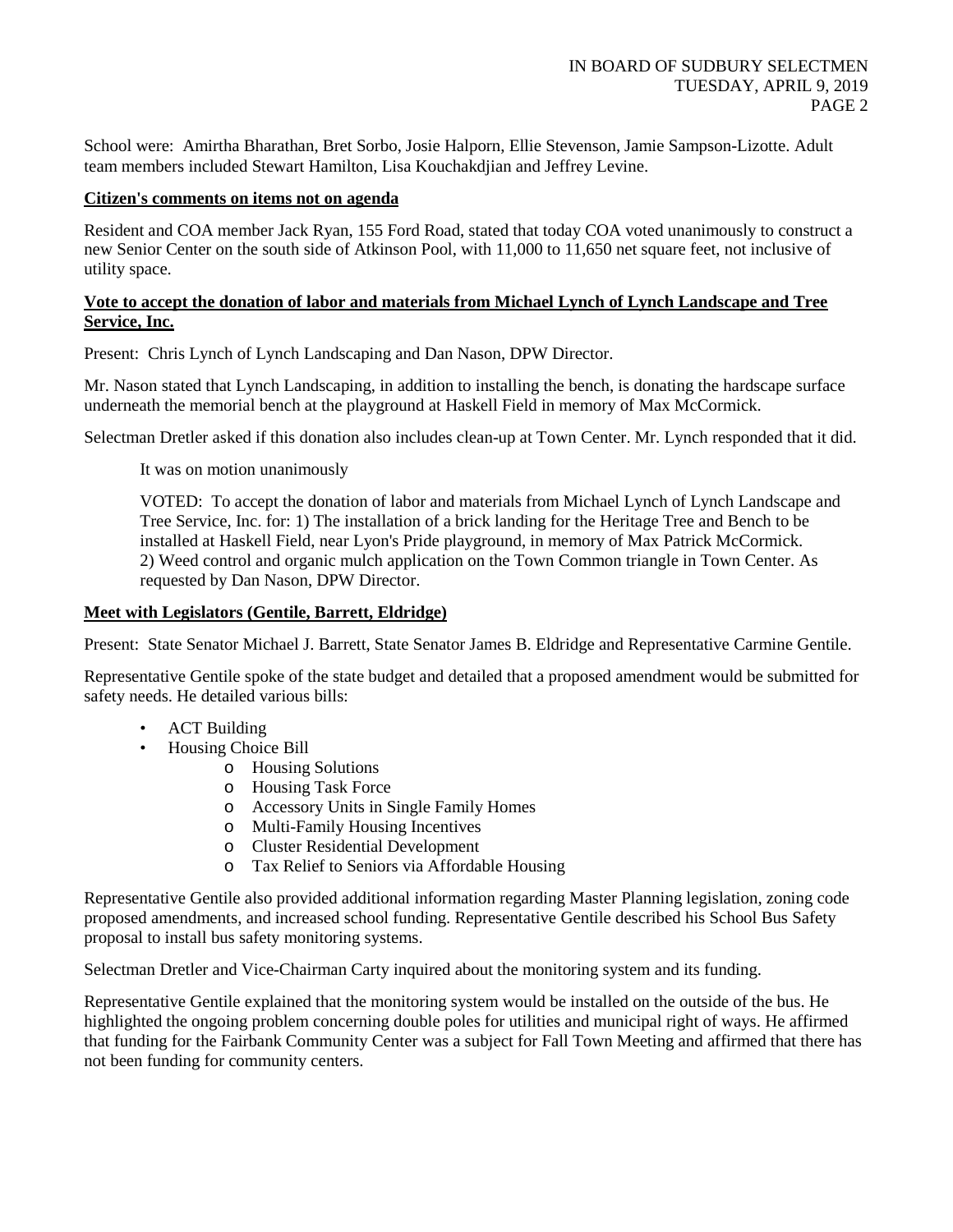School were: Amirtha Bharathan, Bret Sorbo, Josie Halporn, Ellie Stevenson, Jamie Sampson-Lizotte. Adult team members included Stewart Hamilton, Lisa Kouchakdjian and Jeffrey Levine.

**Citizen's comments on items not on agenda**

Resident and COA member Jack Ryan, 155 Ford Road, stated that today COA voted unanimously to construct a new Senior Center on the south side of Atkinson Pool, with 11,000 to 11,650 net square feet, not inclusive of utility space.

**Vote to accept the donation of labor and materials from Michael Lynch of Lynch Landscape and Tree Service, Inc.**

Present: Chris Lynch of Lynch Landscaping and Dan Nason, DPW Director.

Mr. Nason stated that Lynch Landscaping, in addition to installing the bench, is donating the hardscape surface underneath the memorial bench at the playground at Haskell Field in memory of Max McCormick.

Selectman Dretler asked if this donation also includes clean-up at Town Center. Mr. Lynch responded that it did.

> It was on motion unanimously
>
> VOTED: To accept the donation of labor and materials from Michael Lynch of Lynch Landscape and Tree Service, Inc. for: 1) The installation of a brick landing for the Heritage Tree and Bench to be installed at Haskell Field, near Lyon's Pride playground, in memory of Max Patrick McCormick. 2) Weed control and organic mulch application on the Town Common triangle in Town Center. As requested by Dan Nason, DPW Director.

**Meet with Legislators (Gentile, Barrett, Eldridge)**

Present: State Senator Michael J. Barrett, State Senator James B. Eldridge and Representative Carmine Gentile.

Representative Gentile spoke of the state budget and detailed that a proposed amendment would be submitted for safety needs. He detailed various bills:

- ACT Building
- Housing Choice Bill
  - Housing Solutions
  - Housing Task Force
  - Accessory Units in Single Family Homes
  - Multi-Family Housing Incentives
  - Cluster Residential Development
  - Tax Relief to Seniors via Affordable Housing

Representative Gentile also provided additional information regarding Master Planning legislation, zoning code proposed amendments, and increased school funding. Representative Gentile described his School Bus Safety proposal to install bus safety monitoring systems.

Selectman Dretler and Vice-Chairman Carty inquired about the monitoring system and its funding.

Representative Gentile explained that the monitoring system would be installed on the outside of the bus. He highlighted the ongoing problem concerning double poles for utilities and municipal right of ways. He affirmed that funding for the Fairbank Community Center was a subject for Fall Town Meeting and affirmed that there has not been funding for community centers.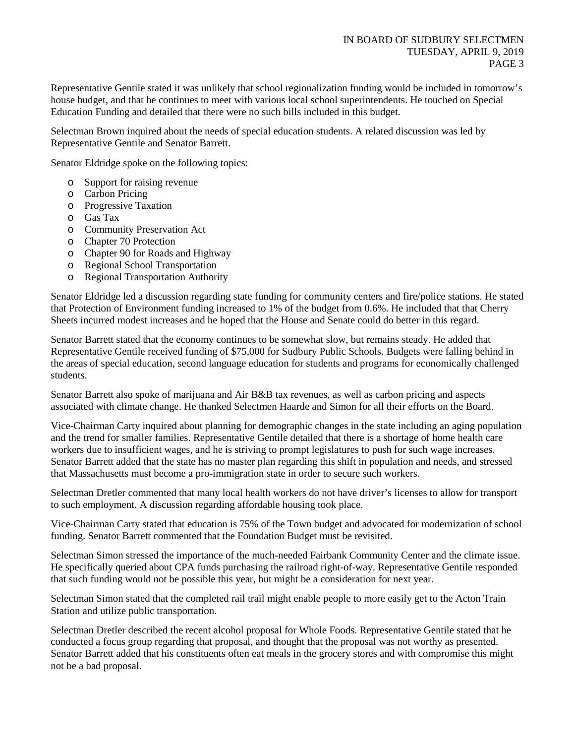Representative Gentile stated it was unlikely that school regionalization funding would be included in tomorrow's house budget, and that he continues to meet with various local school superintendents. He touched on Special Education Funding and detailed that there were no such bills included in this budget.

Selectman Brown inquired about the needs of special education students. A related discussion was led by Representative Gentile and Senator Barrett.

Senator Eldridge spoke on the following topics:

- Support for raising revenue
- Carbon Pricing
- Progressive Taxation
- Gas Tax
- Community Preservation Act
- Chapter 70 Protection
- Chapter 90 for Roads and Highway
- Regional School Transportation
- Regional Transportation Authority

Senator Eldridge led a discussion regarding state funding for community centers and fire/police stations. He stated that Protection of Environment funding increased to 1% of the budget from 0.6%. He included that that Cherry Sheets incurred modest increases and he hoped that the House and Senate could do better in this regard.

Senator Barrett stated that the economy continues to be somewhat slow, but remains steady. He added that Representative Gentile received funding of $75,000 for Sudbury Public Schools. Budgets were falling behind in the areas of special education, second language education for students and programs for economically challenged students.

Senator Barrett also spoke of marijuana and Air B&B tax revenues, as well as carbon pricing and aspects associated with climate change. He thanked Selectmen Haarde and Simon for all their efforts on the Board.

Vice-Chairman Carty inquired about planning for demographic changes in the state including an aging population and the trend for smaller families. Representative Gentile detailed that there is a shortage of home health care workers due to insufficient wages, and he is striving to prompt legislatures to push for such wage increases. Senator Barrett added that the state has no master plan regarding this shift in population and needs, and stressed that Massachusetts must become a pro-immigration state in order to secure such workers.

Selectman Dretler commented that many local health workers do not have driver's licenses to allow for transport to such employment. A discussion regarding affordable housing took place.

Vice-Chairman Carty stated that education is 75% of the Town budget and advocated for modernization of school funding. Senator Barrett commented that the Foundation Budget must be revisited.

Selectman Simon stressed the importance of the much-needed Fairbank Community Center and the climate issue. He specifically queried about CPA funds purchasing the railroad right-of-way. Representative Gentile responded that such funding would not be possible this year, but might be a consideration for next year.

Selectman Simon stated that the completed rail trail might enable people to more easily get to the Acton Train Station and utilize public transportation.

Selectman Dretler described the recent alcohol proposal for Whole Foods. Representative Gentile stated that he conducted a focus group regarding that proposal, and thought that the proposal was not worthy as presented. Senator Barrett added that his constituents often eat meals in the grocery stores and with compromise this might not be a bad proposal.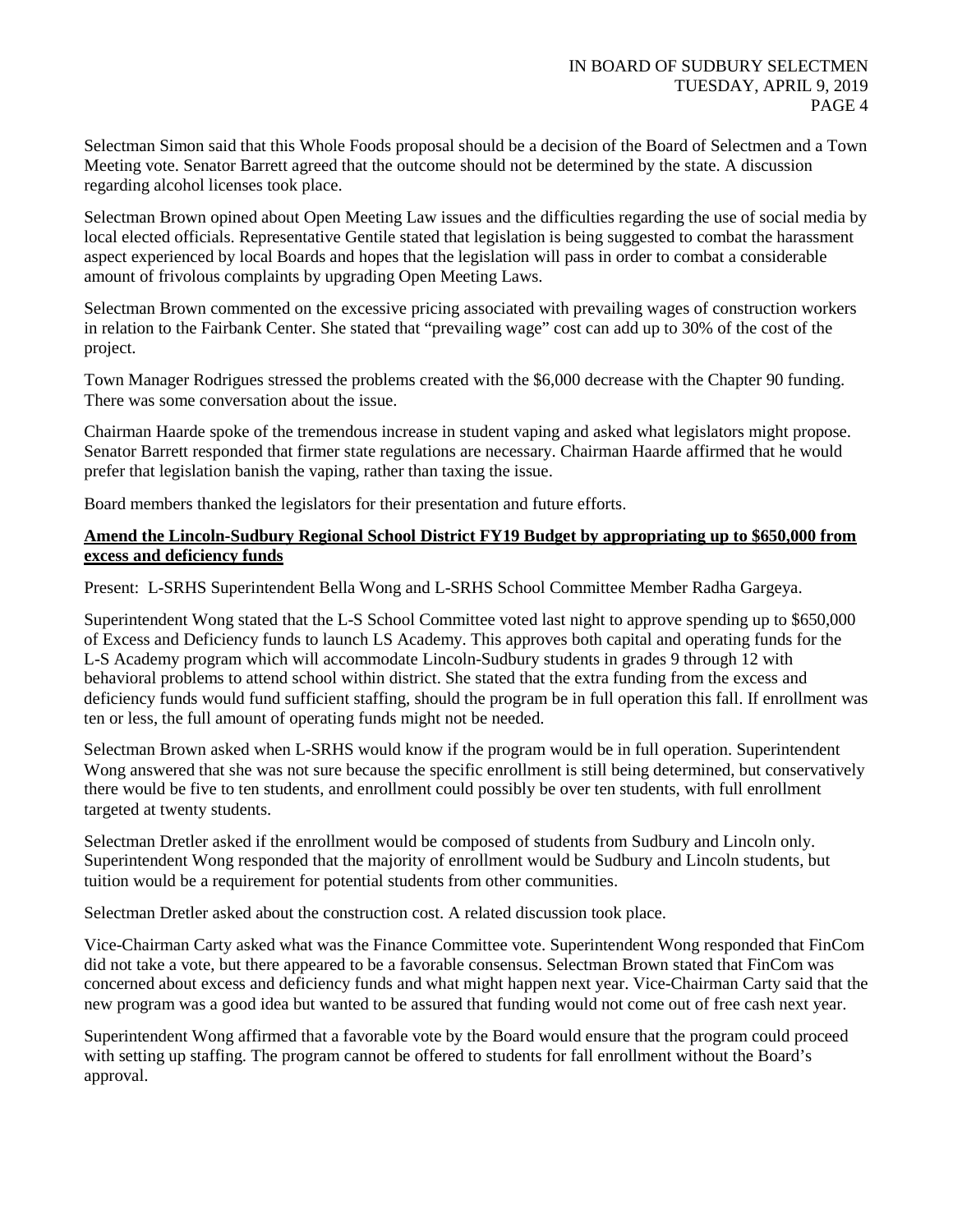Selectman Simon said that this Whole Foods proposal should be a decision of the Board of Selectmen and a Town Meeting vote. Senator Barrett agreed that the outcome should not be determined by the state. A discussion regarding alcohol licenses took place.

Selectman Brown opined about Open Meeting Law issues and the difficulties regarding the use of social media by local elected officials. Representative Gentile stated that legislation is being suggested to combat the harassment aspect experienced by local Boards and hopes that the legislation will pass in order to combat a considerable amount of frivolous complaints by upgrading Open Meeting Laws.

Selectman Brown commented on the excessive pricing associated with prevailing wages of construction workers in relation to the Fairbank Center. She stated that "prevailing wage" cost can add up to 30% of the cost of the project.

Town Manager Rodrigues stressed the problems created with the $6,000 decrease with the Chapter 90 funding. There was some conversation about the issue.

Chairman Haarde spoke of the tremendous increase in student vaping and asked what legislators might propose. Senator Barrett responded that firmer state regulations are necessary. Chairman Haarde affirmed that he would prefer that legislation banish the vaping, rather than taxing the issue.

Board members thanked the legislators for their presentation and future efforts.

**<u>Amend the Lincoln-Sudbury Regional School District FY19 Budget by appropriating up to $650,000 from excess and deficiency funds</u>**

Present: L-SRHS Superintendent Bella Wong and L-SRHS School Committee Member Radha Gargeya.

Superintendent Wong stated that the L-S School Committee voted last night to approve spending up to $650,000 of Excess and Deficiency funds to launch LS Academy. This approves both capital and operating funds for the L-S Academy program which will accommodate Lincoln-Sudbury students in grades 9 through 12 with behavioral problems to attend school within district. She stated that the extra funding from the excess and deficiency funds would fund sufficient staffing, should the program be in full operation this fall. If enrollment was ten or less, the full amount of operating funds might not be needed.

Selectman Brown asked when L-SRHS would know if the program would be in full operation. Superintendent Wong answered that she was not sure because the specific enrollment is still being determined, but conservatively there would be five to ten students, and enrollment could possibly be over ten students, with full enrollment targeted at twenty students.

Selectman Dretler asked if the enrollment would be composed of students from Sudbury and Lincoln only. Superintendent Wong responded that the majority of enrollment would be Sudbury and Lincoln students, but tuition would be a requirement for potential students from other communities.

Selectman Dretler asked about the construction cost. A related discussion took place.

Vice-Chairman Carty asked what was the Finance Committee vote. Superintendent Wong responded that FinCom did not take a vote, but there appeared to be a favorable consensus. Selectman Brown stated that FinCom was concerned about excess and deficiency funds and what might happen next year. Vice-Chairman Carty said that the new program was a good idea but wanted to be assured that funding would not come out of free cash next year.

Superintendent Wong affirmed that a favorable vote by the Board would ensure that the program could proceed with setting up staffing. The program cannot be offered to students for fall enrollment without the Board's approval.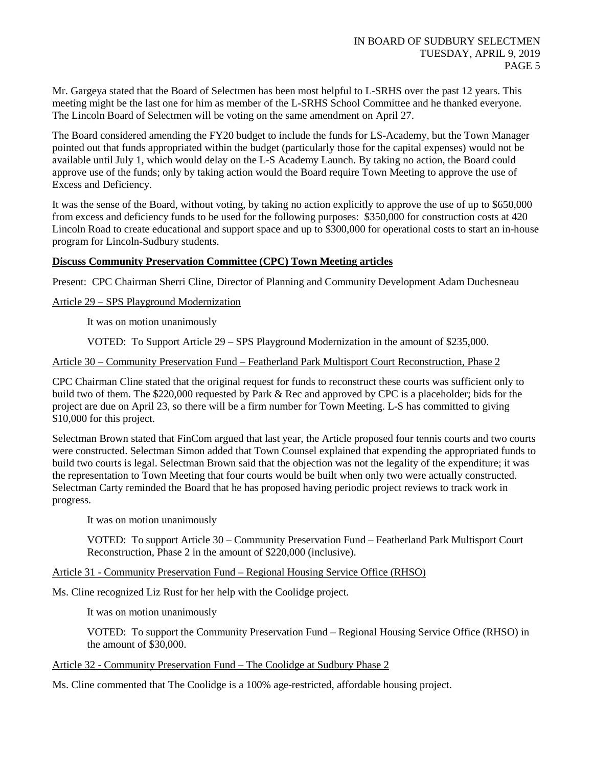Mr. Gargeya stated that the Board of Selectmen has been most helpful to L-SRHS over the past 12 years. This meeting might be the last one for him as member of the L-SRHS School Committee and he thanked everyone. The Lincoln Board of Selectmen will be voting on the same amendment on April 27.

The Board considered amending the FY20 budget to include the funds for LS-Academy, but the Town Manager pointed out that funds appropriated within the budget (particularly those for the capital expenses) would not be available until July 1, which would delay on the L-S Academy Launch. By taking no action, the Board could approve use of the funds; only by taking action would the Board require Town Meeting to approve the use of Excess and Deficiency.

It was the sense of the Board, without voting, by taking no action explicitly to approve the use of up to $650,000 from excess and deficiency funds to be used for the following purposes: $350,000 for construction costs at 420 Lincoln Road to create educational and support space and up to $300,000 for operational costs to start an in-house program for Lincoln-Sudbury students.

**Discuss Community Preservation Committee (CPC) Town Meeting articles**

Present: CPC Chairman Sherri Cline, Director of Planning and Community Development Adam Duchesneau

Article 29 – SPS Playground Modernization

It was on motion unanimously

VOTED: To Support Article 29 – SPS Playground Modernization in the amount of $235,000.

Article 30 – Community Preservation Fund – Featherland Park Multisport Court Reconstruction, Phase 2

CPC Chairman Cline stated that the original request for funds to reconstruct these courts was sufficient only to build two of them. The $220,000 requested by Park & Rec and approved by CPC is a placeholder; bids for the project are due on April 23, so there will be a firm number for Town Meeting. L-S has committed to giving $10,000 for this project.

Selectman Brown stated that FinCom argued that last year, the Article proposed four tennis courts and two courts were constructed. Selectman Simon added that Town Counsel explained that expending the appropriated funds to build two courts is legal. Selectman Brown said that the objection was not the legality of the expenditure; it was the representation to Town Meeting that four courts would be built when only two were actually constructed. Selectman Carty reminded the Board that he has proposed having periodic project reviews to track work in progress.

It was on motion unanimously

VOTED: To support Article 30 – Community Preservation Fund – Featherland Park Multisport Court Reconstruction, Phase 2 in the amount of $220,000 (inclusive).

Article 31 - Community Preservation Fund – Regional Housing Service Office (RHSO)

Ms. Cline recognized Liz Rust for her help with the Coolidge project.

It was on motion unanimously

VOTED: To support the Community Preservation Fund – Regional Housing Service Office (RHSO) in the amount of $30,000.

Article 32 - Community Preservation Fund – The Coolidge at Sudbury Phase 2

Ms. Cline commented that The Coolidge is a 100% age-restricted, affordable housing project.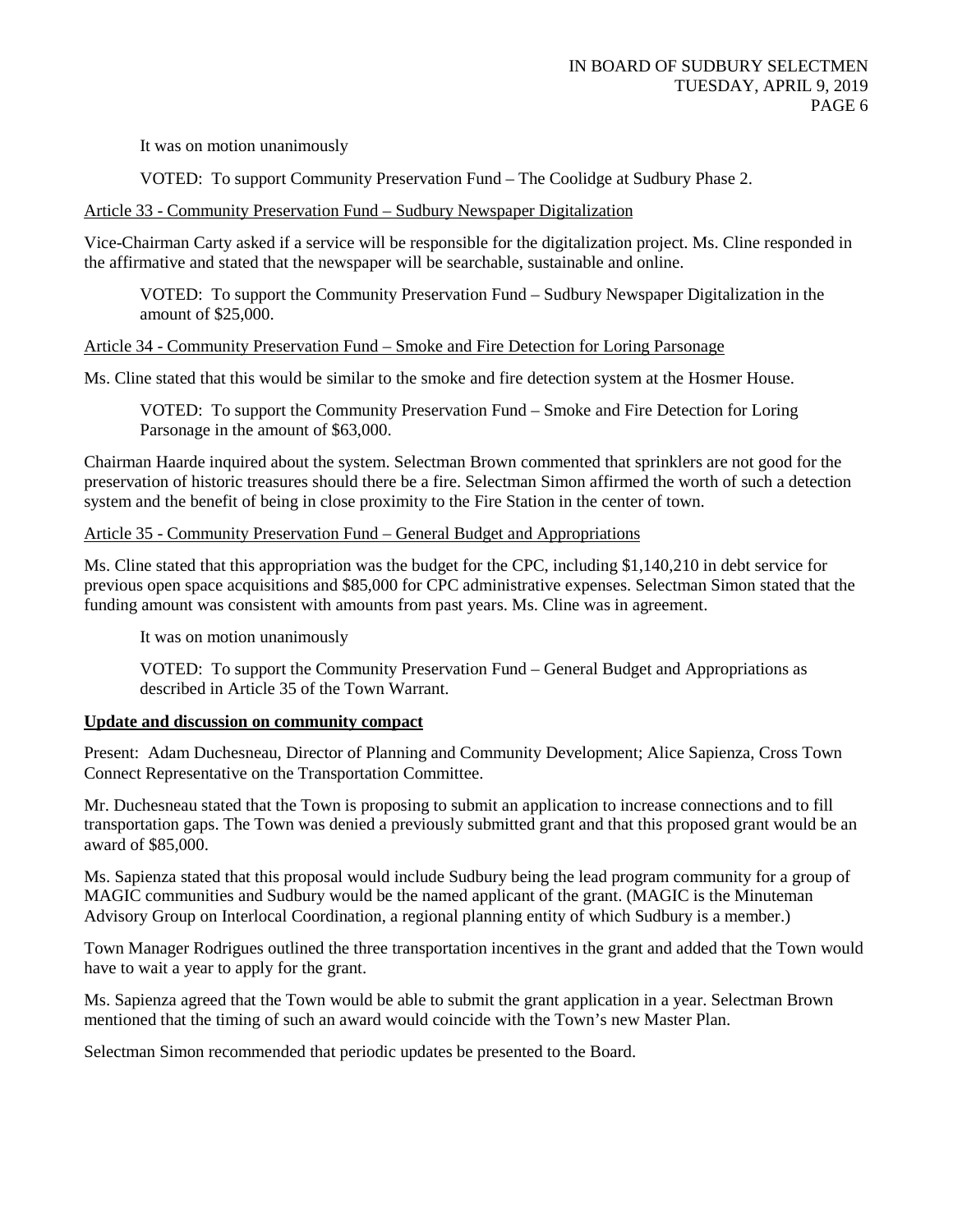It was on motion unanimously

VOTED: To support Community Preservation Fund – The Coolidge at Sudbury Phase 2.

Article 33 - Community Preservation Fund – Sudbury Newspaper Digitalization

Vice-Chairman Carty asked if a service will be responsible for the digitalization project. Ms. Cline responded in the affirmative and stated that the newspaper will be searchable, sustainable and online.

VOTED: To support the Community Preservation Fund – Sudbury Newspaper Digitalization in the amount of $25,000.

Article 34 - Community Preservation Fund – Smoke and Fire Detection for Loring Parsonage

Ms. Cline stated that this would be similar to the smoke and fire detection system at the Hosmer House.

VOTED: To support the Community Preservation Fund – Smoke and Fire Detection for Loring Parsonage in the amount of $63,000.

Chairman Haarde inquired about the system. Selectman Brown commented that sprinklers are not good for the preservation of historic treasures should there be a fire. Selectman Simon affirmed the worth of such a detection system and the benefit of being in close proximity to the Fire Station in the center of town.

Article 35 - Community Preservation Fund – General Budget and Appropriations

Ms. Cline stated that this appropriation was the budget for the CPC, including $1,140,210 in debt service for previous open space acquisitions and $85,000 for CPC administrative expenses. Selectman Simon stated that the funding amount was consistent with amounts from past years. Ms. Cline was in agreement.

It was on motion unanimously

VOTED: To support the Community Preservation Fund – General Budget and Appropriations as described in Article 35 of the Town Warrant.

**Update and discussion on community compact**

Present: Adam Duchesneau, Director of Planning and Community Development; Alice Sapienza, Cross Town Connect Representative on the Transportation Committee.

Mr. Duchesneau stated that the Town is proposing to submit an application to increase connections and to fill transportation gaps. The Town was denied a previously submitted grant and that this proposed grant would be an award of $85,000.

Ms. Sapienza stated that this proposal would include Sudbury being the lead program community for a group of MAGIC communities and Sudbury would be the named applicant of the grant. (MAGIC is the Minuteman Advisory Group on Interlocal Coordination, a regional planning entity of which Sudbury is a member.)

Town Manager Rodrigues outlined the three transportation incentives in the grant and added that the Town would have to wait a year to apply for the grant.

Ms. Sapienza agreed that the Town would be able to submit the grant application in a year. Selectman Brown mentioned that the timing of such an award would coincide with the Town's new Master Plan.

Selectman Simon recommended that periodic updates be presented to the Board.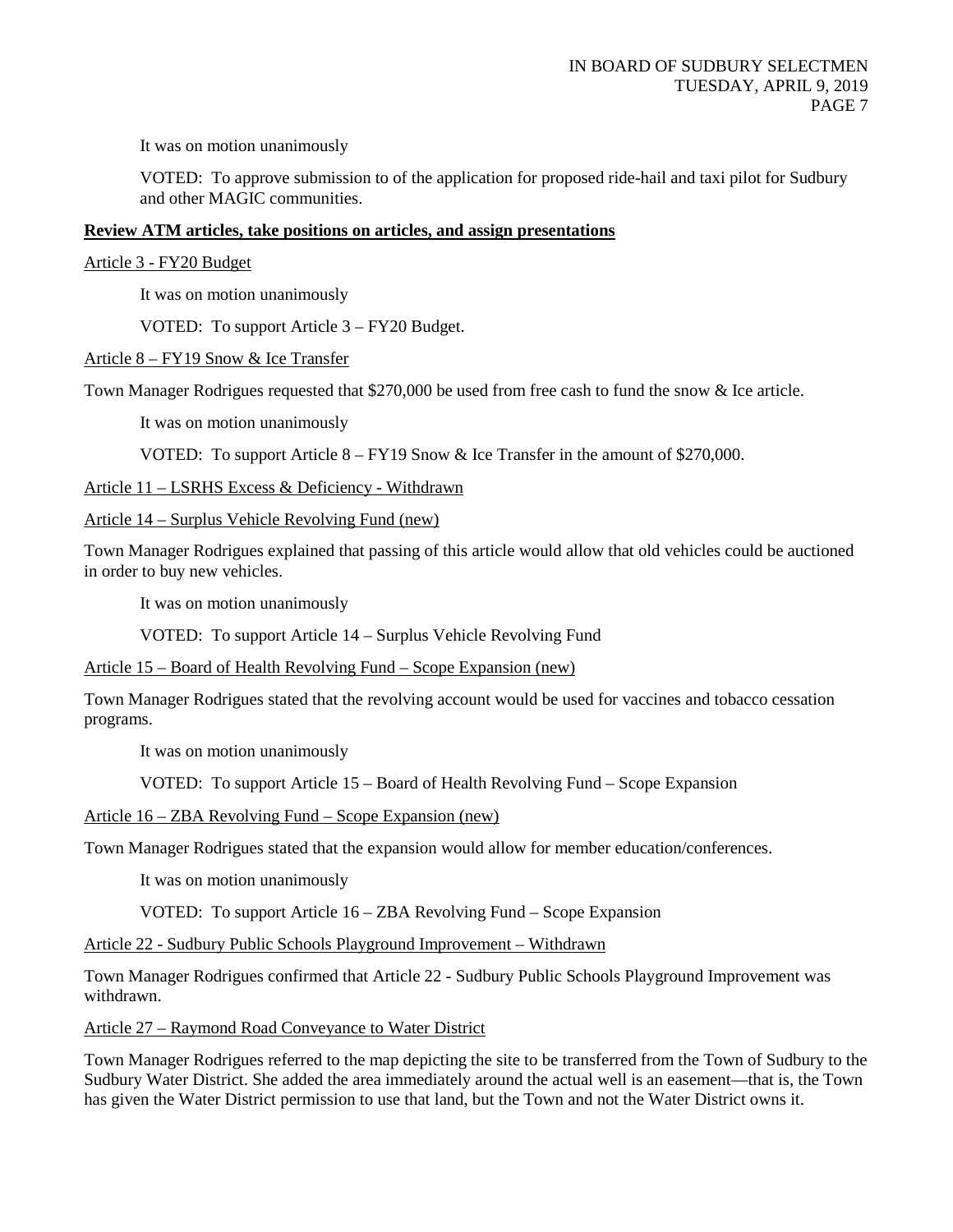It was on motion unanimously

VOTED: To approve submission to of the application for proposed ride-hail and taxi pilot for Sudbury and other MAGIC communities.

**Review ATM articles, take positions on articles, and assign presentations**

Article 3 - FY20 Budget

It was on motion unanimously

VOTED: To support Article 3 – FY20 Budget.

Article 8 – FY19 Snow & Ice Transfer

Town Manager Rodrigues requested that $270,000 be used from free cash to fund the snow & Ice article.

It was on motion unanimously

VOTED: To support Article 8 – FY19 Snow & Ice Transfer in the amount of $270,000.

Article 11 – LSRHS Excess & Deficiency - Withdrawn

Article 14 – Surplus Vehicle Revolving Fund (new)

Town Manager Rodrigues explained that passing of this article would allow that old vehicles could be auctioned in order to buy new vehicles.

It was on motion unanimously

VOTED: To support Article 14 – Surplus Vehicle Revolving Fund

Article 15 – Board of Health Revolving Fund – Scope Expansion (new)

Town Manager Rodrigues stated that the revolving account would be used for vaccines and tobacco cessation programs.

It was on motion unanimously

VOTED: To support Article 15 – Board of Health Revolving Fund – Scope Expansion

Article 16 – ZBA Revolving Fund – Scope Expansion (new)

Town Manager Rodrigues stated that the expansion would allow for member education/conferences.

It was on motion unanimously

VOTED: To support Article 16 – ZBA Revolving Fund – Scope Expansion

Article 22 - Sudbury Public Schools Playground Improvement – Withdrawn

Town Manager Rodrigues confirmed that Article 22 - Sudbury Public Schools Playground Improvement was withdrawn.

Article 27 – Raymond Road Conveyance to Water District

Town Manager Rodrigues referred to the map depicting the site to be transferred from the Town of Sudbury to the Sudbury Water District. She added the area immediately around the actual well is an easement—that is, the Town has given the Water District permission to use that land, but the Town and not the Water District owns it.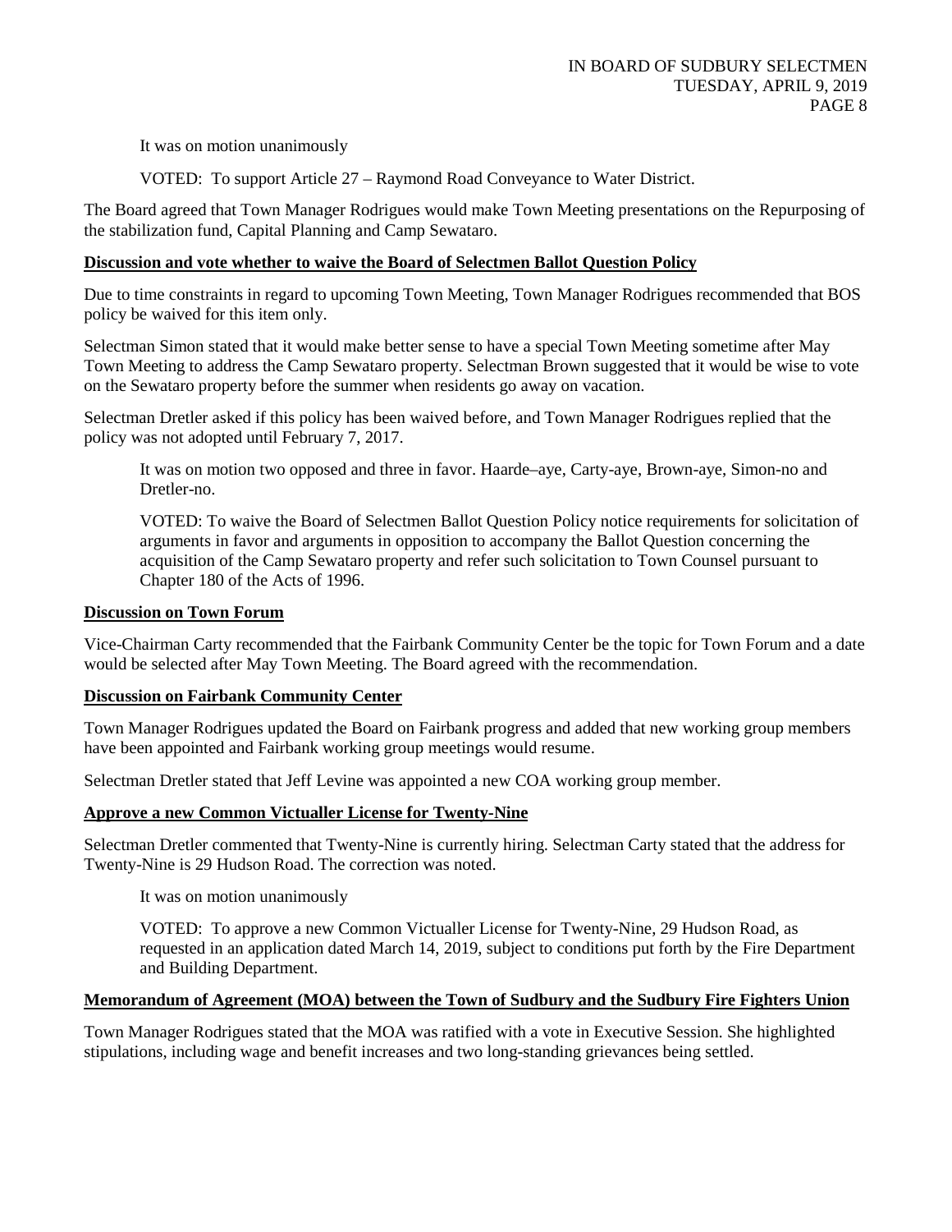It was on motion unanimously

VOTED: To support Article 27 – Raymond Road Conveyance to Water District.

The Board agreed that Town Manager Rodrigues would make Town Meeting presentations on the Repurposing of the stabilization fund, Capital Planning and Camp Sewataro.

**Discussion and vote whether to waive the Board of Selectmen Ballot Question Policy**

Due to time constraints in regard to upcoming Town Meeting, Town Manager Rodrigues recommended that BOS policy be waived for this item only.

Selectman Simon stated that it would make better sense to have a special Town Meeting sometime after May Town Meeting to address the Camp Sewataro property. Selectman Brown suggested that it would be wise to vote on the Sewataro property before the summer when residents go away on vacation.

Selectman Dretler asked if this policy has been waived before, and Town Manager Rodrigues replied that the policy was not adopted until February 7, 2017.

It was on motion two opposed and three in favor. Haarde–aye, Carty-aye, Brown-aye, Simon-no and Dretler-no.

VOTED: To waive the Board of Selectmen Ballot Question Policy notice requirements for solicitation of arguments in favor and arguments in opposition to accompany the Ballot Question concerning the acquisition of the Camp Sewataro property and refer such solicitation to Town Counsel pursuant to Chapter 180 of the Acts of 1996.

**Discussion on Town Forum**

Vice-Chairman Carty recommended that the Fairbank Community Center be the topic for Town Forum and a date would be selected after May Town Meeting. The Board agreed with the recommendation.

**Discussion on Fairbank Community Center**

Town Manager Rodrigues updated the Board on Fairbank progress and added that new working group members have been appointed and Fairbank working group meetings would resume.

Selectman Dretler stated that Jeff Levine was appointed a new COA working group member.

**Approve a new Common Victualler License for Twenty-Nine**

Selectman Dretler commented that Twenty-Nine is currently hiring. Selectman Carty stated that the address for Twenty-Nine is 29 Hudson Road. The correction was noted.

It was on motion unanimously

VOTED: To approve a new Common Victualler License for Twenty-Nine, 29 Hudson Road, as requested in an application dated March 14, 2019, subject to conditions put forth by the Fire Department and Building Department.

**Memorandum of Agreement (MOA) between the Town of Sudbury and the Sudbury Fire Fighters Union**

Town Manager Rodrigues stated that the MOA was ratified with a vote in Executive Session. She highlighted stipulations, including wage and benefit increases and two long-standing grievances being settled.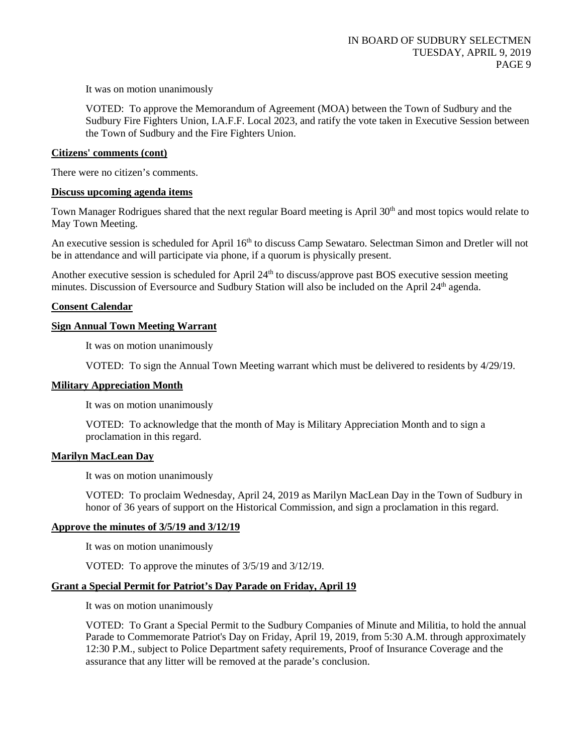It was on motion unanimously

VOTED: To approve the Memorandum of Agreement (MOA) between the Town of Sudbury and the Sudbury Fire Fighters Union, I.A.F.F. Local 2023, and ratify the vote taken in Executive Session between the Town of Sudbury and the Fire Fighters Union.

**Citizens' comments (cont)**

There were no citizen's comments.

**Discuss upcoming agenda items**

Town Manager Rodrigues shared that the next regular Board meeting is April 30th and most topics would relate to May Town Meeting.

An executive session is scheduled for April 16th to discuss Camp Sewataro. Selectman Simon and Dretler will not be in attendance and will participate via phone, if a quorum is physically present.

Another executive session is scheduled for April 24th to discuss/approve past BOS executive session meeting minutes. Discussion of Eversource and Sudbury Station will also be included on the April 24th agenda.

**Consent Calendar**

**Sign Annual Town Meeting Warrant**

It was on motion unanimously

VOTED: To sign the Annual Town Meeting warrant which must be delivered to residents by 4/29/19.

**Military Appreciation Month**

It was on motion unanimously

VOTED: To acknowledge that the month of May is Military Appreciation Month and to sign a proclamation in this regard.

**Marilyn MacLean Day**

It was on motion unanimously

VOTED: To proclaim Wednesday, April 24, 2019 as Marilyn MacLean Day in the Town of Sudbury in honor of 36 years of support on the Historical Commission, and sign a proclamation in this regard.

**Approve the minutes of 3/5/19 and 3/12/19**

It was on motion unanimously

VOTED: To approve the minutes of 3/5/19 and 3/12/19.

**Grant a Special Permit for Patriot's Day Parade on Friday, April 19**

It was on motion unanimously

VOTED: To Grant a Special Permit to the Sudbury Companies of Minute and Militia, to hold the annual Parade to Commemorate Patriot's Day on Friday, April 19, 2019, from 5:30 A.M. through approximately 12:30 P.M., subject to Police Department safety requirements, Proof of Insurance Coverage and the assurance that any litter will be removed at the parade's conclusion.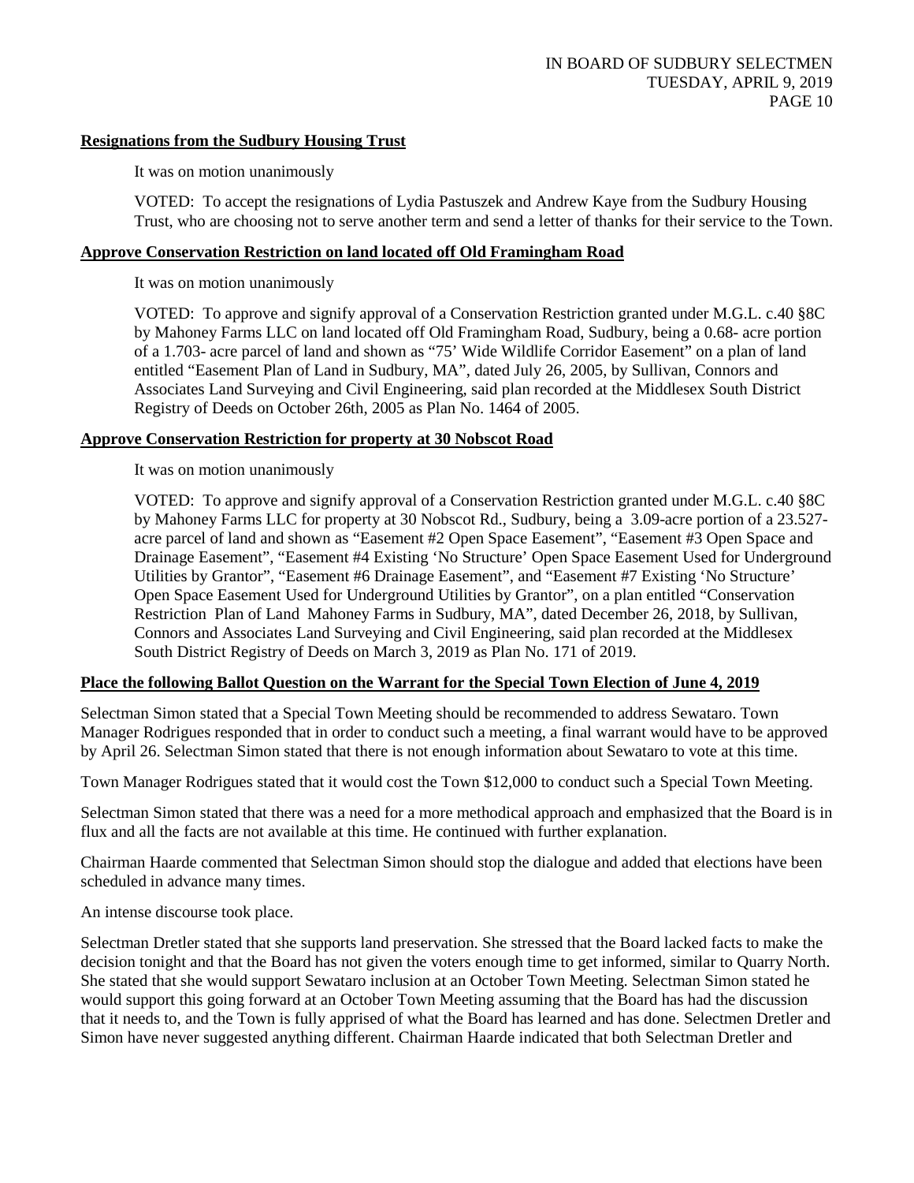**Resignations from the Sudbury Housing Trust**

It was on motion unanimously

VOTED: To accept the resignations of Lydia Pastuszek and Andrew Kaye from the Sudbury Housing Trust, who are choosing not to serve another term and send a letter of thanks for their service to the Town.

**Approve Conservation Restriction on land located off Old Framingham Road**

It was on motion unanimously

VOTED: To approve and signify approval of a Conservation Restriction granted under M.G.L. c.40 §8C by Mahoney Farms LLC on land located off Old Framingham Road, Sudbury, being a 0.68- acre portion of a 1.703- acre parcel of land and shown as "75' Wide Wildlife Corridor Easement" on a plan of land entitled "Easement Plan of Land in Sudbury, MA", dated July 26, 2005, by Sullivan, Connors and Associates Land Surveying and Civil Engineering, said plan recorded at the Middlesex South District Registry of Deeds on October 26th, 2005 as Plan No. 1464 of 2005.

**Approve Conservation Restriction for property at 30 Nobscot Road**

It was on motion unanimously

VOTED: To approve and signify approval of a Conservation Restriction granted under M.G.L. c.40 §8C by Mahoney Farms LLC for property at 30 Nobscot Rd., Sudbury, being a 3.09-acre portion of a 23.527- acre parcel of land and shown as "Easement #2 Open Space Easement", "Easement #3 Open Space and Drainage Easement", "Easement #4 Existing 'No Structure' Open Space Easement Used for Underground Utilities by Grantor", "Easement #6 Drainage Easement", and "Easement #7 Existing 'No Structure' Open Space Easement Used for Underground Utilities by Grantor", on a plan entitled "Conservation Restriction Plan of Land Mahoney Farms in Sudbury, MA", dated December 26, 2018, by Sullivan, Connors and Associates Land Surveying and Civil Engineering, said plan recorded at the Middlesex South District Registry of Deeds on March 3, 2019 as Plan No. 171 of 2019.

**Place the following Ballot Question on the Warrant for the Special Town Election of June 4, 2019**

Selectman Simon stated that a Special Town Meeting should be recommended to address Sewataro. Town Manager Rodrigues responded that in order to conduct such a meeting, a final warrant would have to be approved by April 26. Selectman Simon stated that there is not enough information about Sewataro to vote at this time.

Town Manager Rodrigues stated that it would cost the Town $12,000 to conduct such a Special Town Meeting.

Selectman Simon stated that there was a need for a more methodical approach and emphasized that the Board is in flux and all the facts are not available at this time. He continued with further explanation.

Chairman Haarde commented that Selectman Simon should stop the dialogue and added that elections have been scheduled in advance many times.

An intense discourse took place.

Selectman Dretler stated that she supports land preservation. She stressed that the Board lacked facts to make the decision tonight and that the Board has not given the voters enough time to get informed, similar to Quarry North. She stated that she would support Sewataro inclusion at an October Town Meeting. Selectman Simon stated he would support this going forward at an October Town Meeting assuming that the Board has had the discussion that it needs to, and the Town is fully apprised of what the Board has learned and has done. Selectmen Dretler and Simon have never suggested anything different. Chairman Haarde indicated that both Selectman Dretler and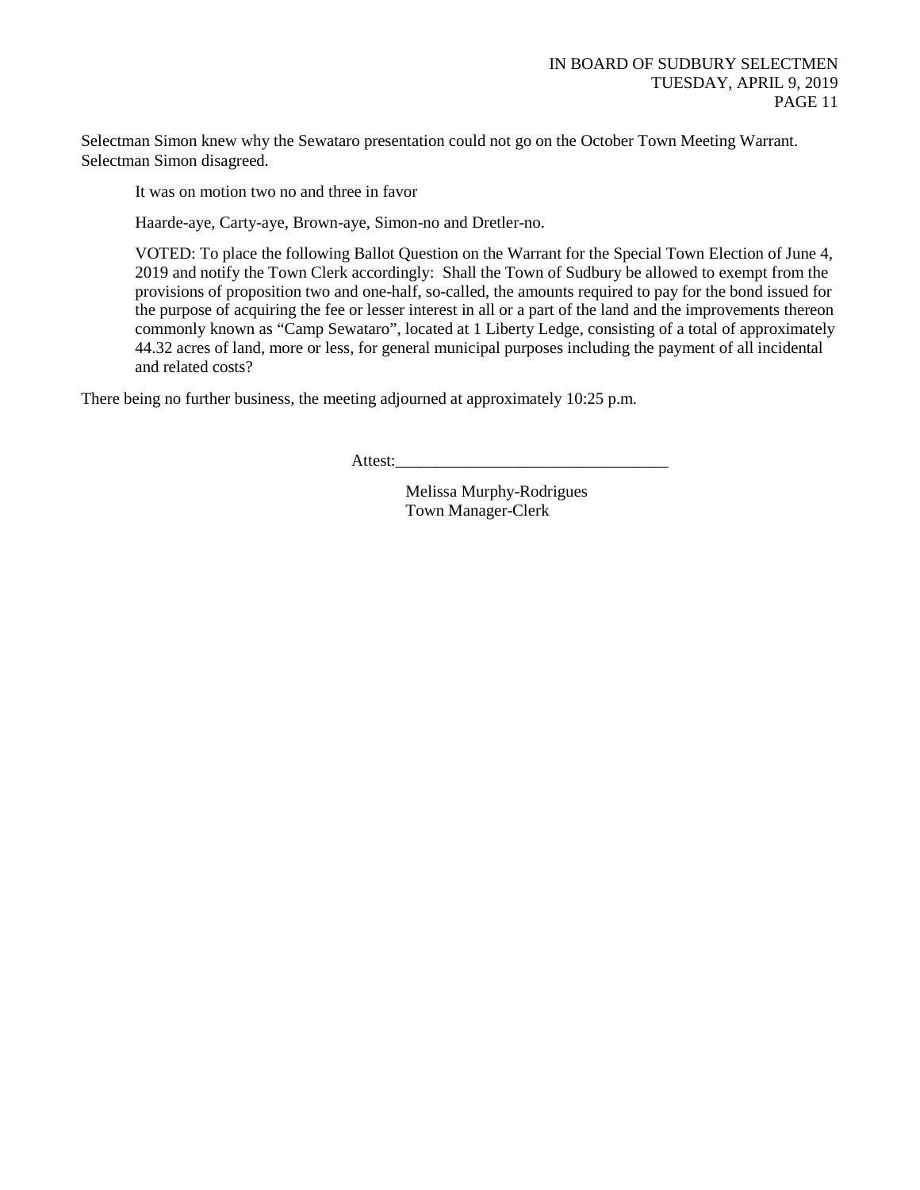Selectman Simon knew why the Sewataro presentation could not go on the October Town Meeting Warrant. Selectman Simon disagreed.

It was on motion two no and three in favor

Haarde-aye, Carty-aye, Brown-aye, Simon-no and Dretler-no.

VOTED: To place the following Ballot Question on the Warrant for the Special Town Election of June 4, 2019 and notify the Town Clerk accordingly: Shall the Town of Sudbury be allowed to exempt from the provisions of proposition two and one-half, so-called, the amounts required to pay for the bond issued for the purpose of acquiring the fee or lesser interest in all or a part of the land and the improvements thereon commonly known as "Camp Sewataro", located at 1 Liberty Ledge, consisting of a total of approximately 44.32 acres of land, more or less, for general municipal purposes including the payment of all incidental and related costs?

There being no further business, the meeting adjourned at approximately 10:25 p.m.

Attest:_________________________________

Melissa Murphy-Rodrigues
Town Manager-Clerk